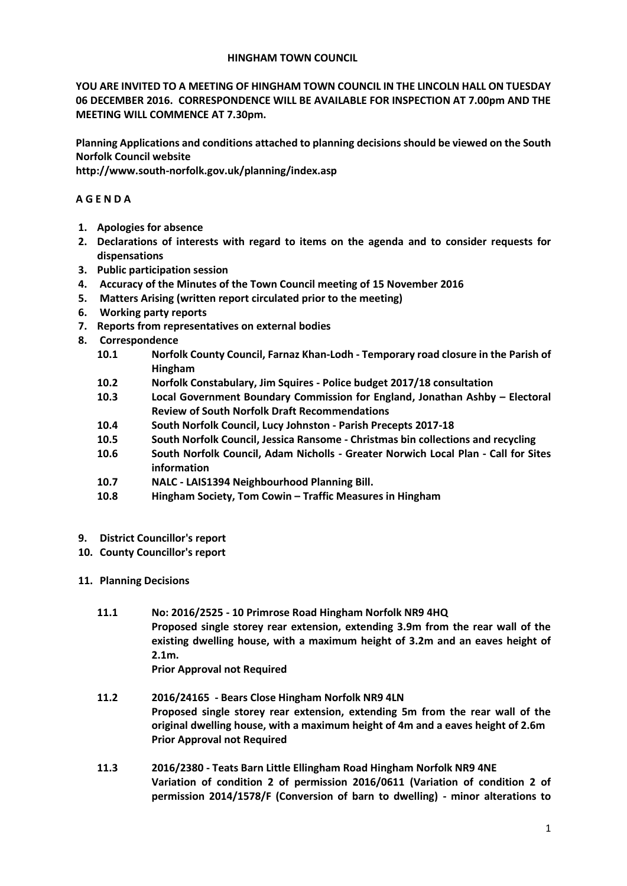**HINGHAM TOWN COUNCIL**

**YOU ARE INVITED TO A MEETING OF HINGHAM TOWN COUNCIL IN THE LINCOLN HALL ON TUESDAY 06 DECEMBER 2016. CORRESPONDENCE WILL BE AVAILABLE FOR INSPECTION AT 7.00pm AND THE MEETING WILL COMMENCE AT 7.30pm.**

**Planning Applications and conditions attached to planning decisions should be viewed on the South Norfolk Council website**
**http://www.south-norfolk.gov.uk/planning/index.asp**

**A G E N D A**

1. **Apologies for absence**
2. **Declarations of interests with regard to items on the agenda and to consider requests for dispensations**
3. **Public participation session**
4. **Accuracy of the Minutes of the Town Council meeting of 15 November 2016**
5. **Matters Arising (written report circulated prior to the meeting)**
6. **Working party reports**
7. **Reports from representatives on external bodies**
8. **Correspondence**
   - **10.1 Norfolk County Council, Farnaz Khan-Lodh - Temporary road closure in the Parish of Hingham**
   - **10.2 Norfolk Constabulary, Jim Squires - Police budget 2017/18 consultation**
   - **10.3 Local Government Boundary Commission for England, Jonathan Ashby – Electoral Review of South Norfolk Draft Recommendations**
   - **10.4 South Norfolk Council, Lucy Johnston - Parish Precepts 2017-18**
   - **10.5 South Norfolk Council, Jessica Ransome - Christmas bin collections and recycling**
   - **10.6 South Norfolk Council, Adam Nicholls - Greater Norwich Local Plan - Call for Sites information**
   - **10.7 NALC - LAIS1394 Neighbourhood Planning Bill.**
   - **10.8 Hingham Society, Tom Cowin – Traffic Measures in Hingham**

9. **District Councillor's report**
10. **County Councillor's report**
11. **Planning Decisions**

   - **11.1 No: 2016/2525 - 10 Primrose Road Hingham Norfolk NR9 4HQ**
     **Proposed single storey rear extension, extending 3.9m from the rear wall of the existing dwelling house, with a maximum height of 3.2m and an eaves height of 2.1m.**
     **Prior Approval not Required**

   - **11.2 2016/24165 - Bears Close Hingham Norfolk NR9 4LN**
     **Proposed single storey rear extension, extending 5m from the rear wall of the original dwelling house, with a maximum height of 4m and a eaves height of 2.6m**
     **Prior Approval not Required**

   - **11.3 2016/2380 - Teats Barn Little Ellingham Road Hingham Norfolk NR9 4NE**
     **Variation of condition 2 of permission 2016/0611 (Variation of condition 2 of permission 2014/1578/F (Conversion of barn to dwelling) - minor alterations to**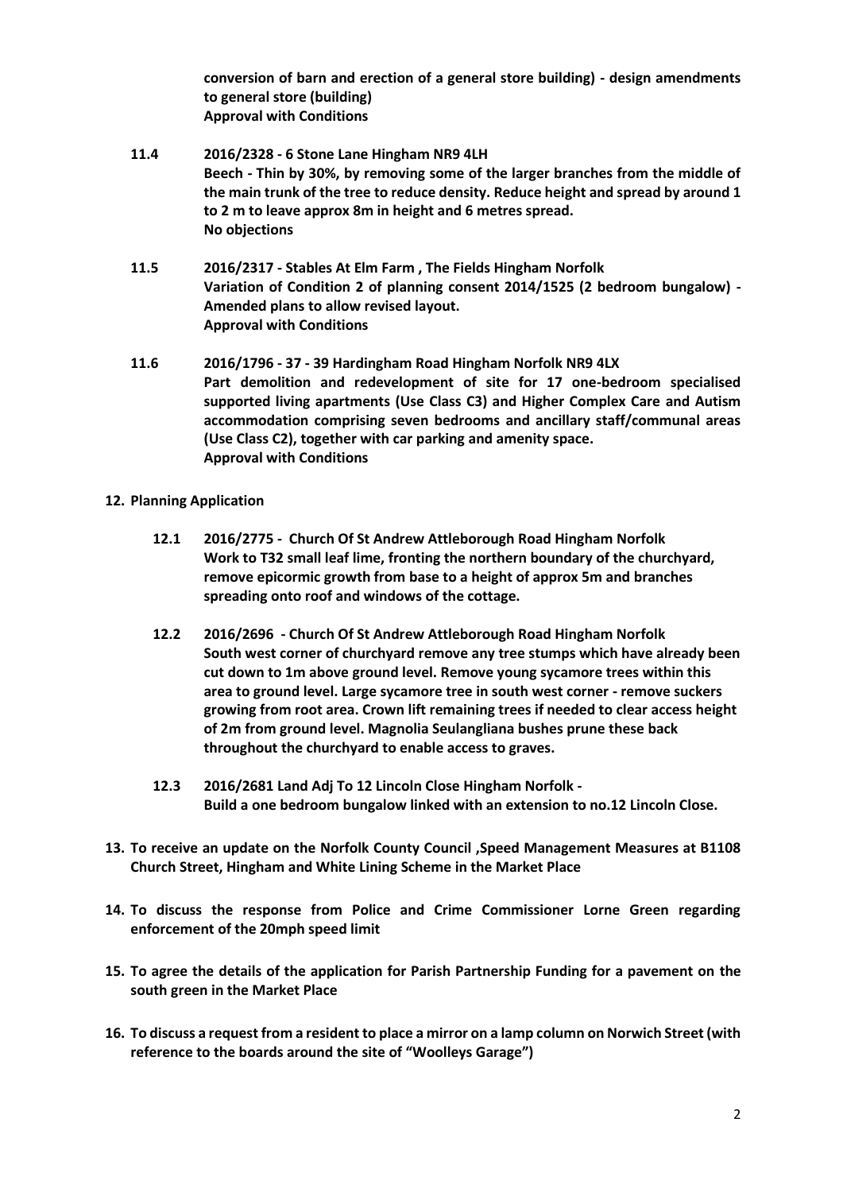**conversion of barn and erection of a general store building) - design amendments to general store (building)**
**Approval with Conditions**

**11.4 2016/2328 - 6 Stone Lane Hingham NR9 4LH**
**Beech - Thin by 30%, by removing some of the larger branches from the middle of the main trunk of the tree to reduce density. Reduce height and spread by around 1 to 2 m to leave approx 8m in height and 6 metres spread.**
**No objections**

**11.5 2016/2317 - Stables At Elm Farm , The Fields Hingham Norfolk**
**Variation of Condition 2 of planning consent 2014/1525 (2 bedroom bungalow) - Amended plans to allow revised layout.**
**Approval with Conditions**

**11.6 2016/1796 - 37 - 39 Hardingham Road Hingham Norfolk NR9 4LX**
**Part demolition and redevelopment of site for 17 one-bedroom specialised supported living apartments (Use Class C3) and Higher Complex Care and Autism accommodation comprising seven bedrooms and ancillary staff/communal areas (Use Class C2), together with car parking and amenity space.**
**Approval with Conditions**

**12. Planning Application**

**12.1 2016/2775 - Church Of St Andrew Attleborough Road Hingham Norfolk**
**Work to T32 small leaf lime, fronting the northern boundary of the churchyard, remove epicormic growth from base to a height of approx 5m and branches spreading onto roof and windows of the cottage.**

**12.2 2016/2696 - Church Of St Andrew Attleborough Road Hingham Norfolk**
**South west corner of churchyard remove any tree stumps which have already been cut down to 1m above ground level. Remove young sycamore trees within this area to ground level. Large sycamore tree in south west corner - remove suckers growing from root area. Crown lift remaining trees if needed to clear access height of 2m from ground level. Magnolia Seulangliana bushes prune these back throughout the churchyard to enable access to graves.**

**12.3 2016/2681 Land Adj To 12 Lincoln Close Hingham Norfolk -**
**Build a one bedroom bungalow linked with an extension to no.12 Lincoln Close.**

**13. To receive an update on the Norfolk County Council ,Speed Management Measures at B1108 Church Street, Hingham and White Lining Scheme in the Market Place**

**14. To discuss the response from Police and Crime Commissioner Lorne Green regarding enforcement of the 20mph speed limit**

**15. To agree the details of the application for Parish Partnership Funding for a pavement on the south green in the Market Place**

**16. To discuss a request from a resident to place a mirror on a lamp column on Norwich Street (with reference to the boards around the site of "Woolleys Garage")**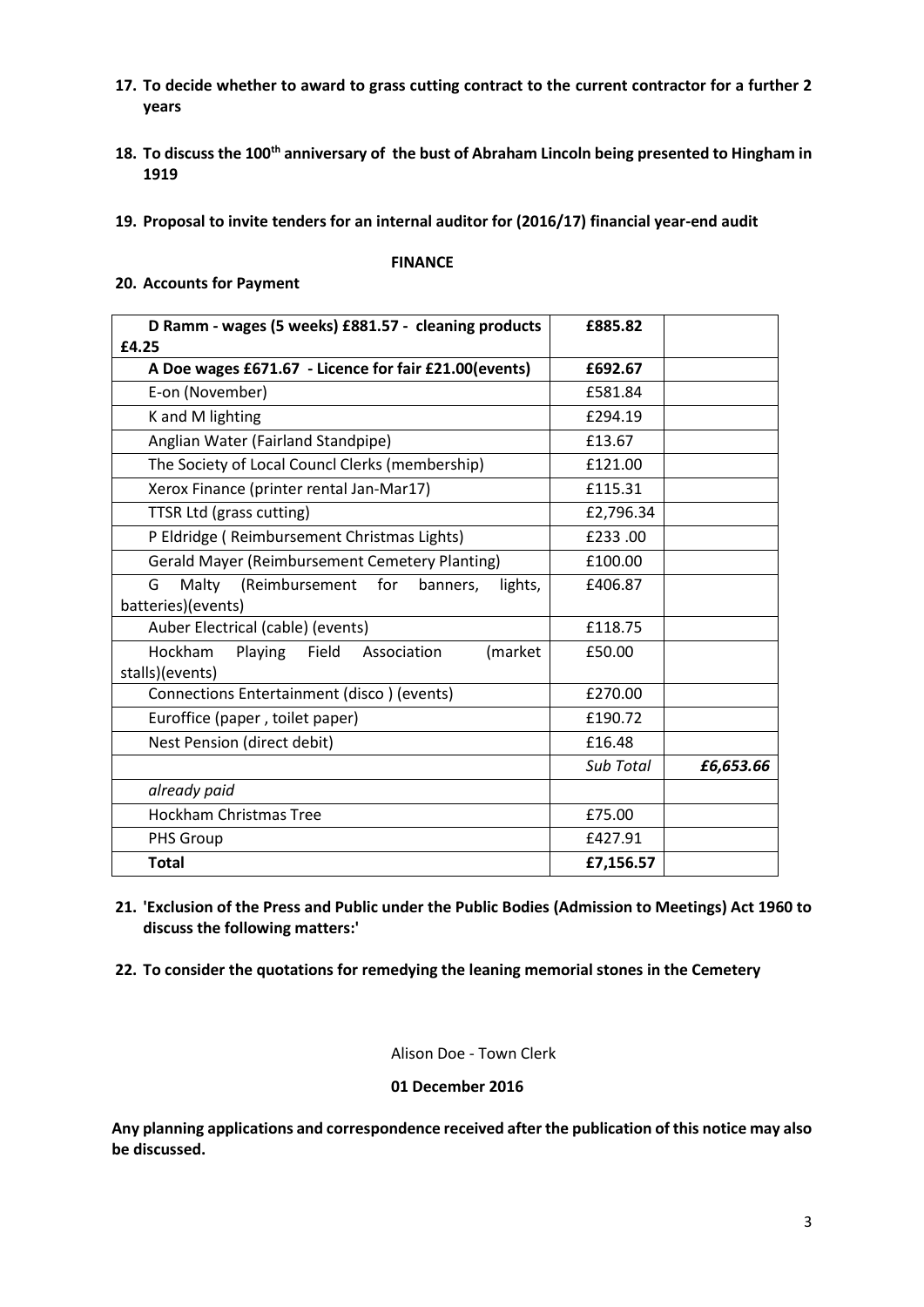**17. To decide whether to award to grass cutting contract to the current contractor for a further 2 years**

**18. To discuss the 100th anniversary of the bust of Abraham Lincoln being presented to Hingham in 1919**

**19. Proposal to invite tenders for an internal auditor for (2016/17) financial year-end audit**

**FINANCE**

**20. Accounts for Payment**

| **D Ramm - wages (5 weeks) £881.57 - cleaning products £4.25** | **£885.82** | |
|---|---|---|
| **A Doe wages £671.67 - Licence for fair £21.00(events)** | **£692.67** | |
| E-on (November) | £581.84 | |
| K and M lighting | £294.19 | |
| Anglian Water (Fairland Standpipe) | £13.67 | |
| The Society of Local Councl Clerks (membership) | £121.00 | |
| Xerox Finance (printer rental Jan-Mar17) | £115.31 | |
| TTSR Ltd (grass cutting) | £2,796.34 | |
| P Eldridge ( Reimbursement Christmas Lights) | £233 .00 | |
| Gerald Mayer (Reimbursement Cemetery Planting) | £100.00 | |
| G Malty (Reimbursement for banners, lights, batteries)(events) | £406.87 | |
| Auber Electrical (cable) (events) | £118.75 | |
| Hockham Playing Field Association (market stalls)(events) | £50.00 | |
| Connections Entertainment (disco ) (events) | £270.00 | |
| Euroffice (paper , toilet paper) | £190.72 | |
| Nest Pension (direct debit) | £16.48 | |
| | *Sub Total* | ***£6,653.66*** |
| *already paid* | | |
| Hockham Christmas Tree | £75.00 | |
| PHS Group | £427.91 | |
| **Total** | **£7,156.57** | |

**21. 'Exclusion of the Press and Public under the Public Bodies (Admission to Meetings) Act 1960 to discuss the following matters:'**

**22. To consider the quotations for remedying the leaning memorial stones in the Cemetery**

Alison Doe - Town Clerk

**01 December 2016**

**Any planning applications and correspondence received after the publication of this notice may also be discussed.**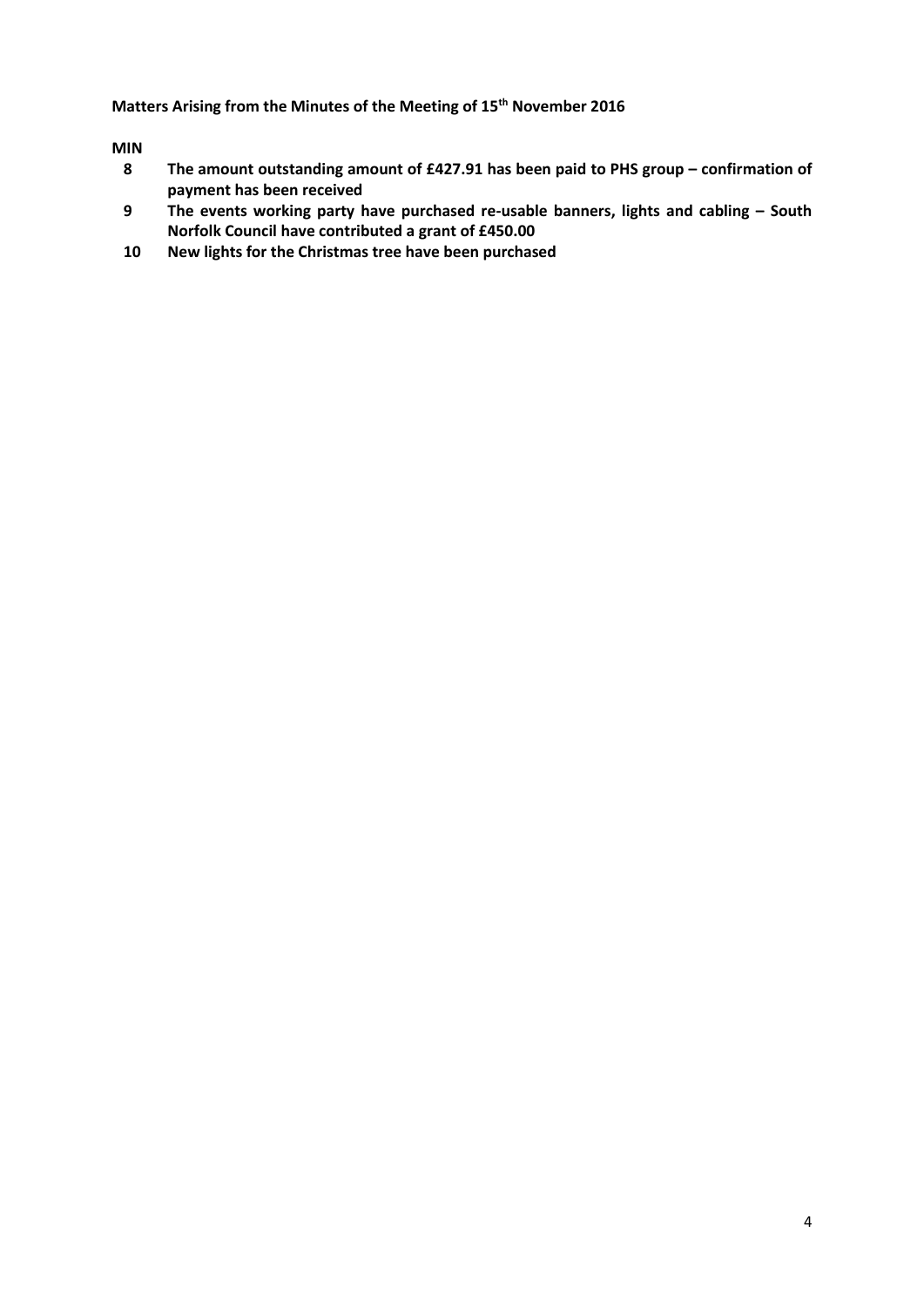**Matters Arising from the Minutes of the Meeting of 15th November 2016**

**MIN**

| | |
|---|---|
| **8** | **The amount outstanding amount of £427.91 has been paid to PHS group – confirmation of payment has been received** |
| **9** | **The events working party have purchased re-usable banners, lights and cabling – South Norfolk Council have contributed a grant of £450.00** |
| **10** | **New lights for the Christmas tree have been purchased** |